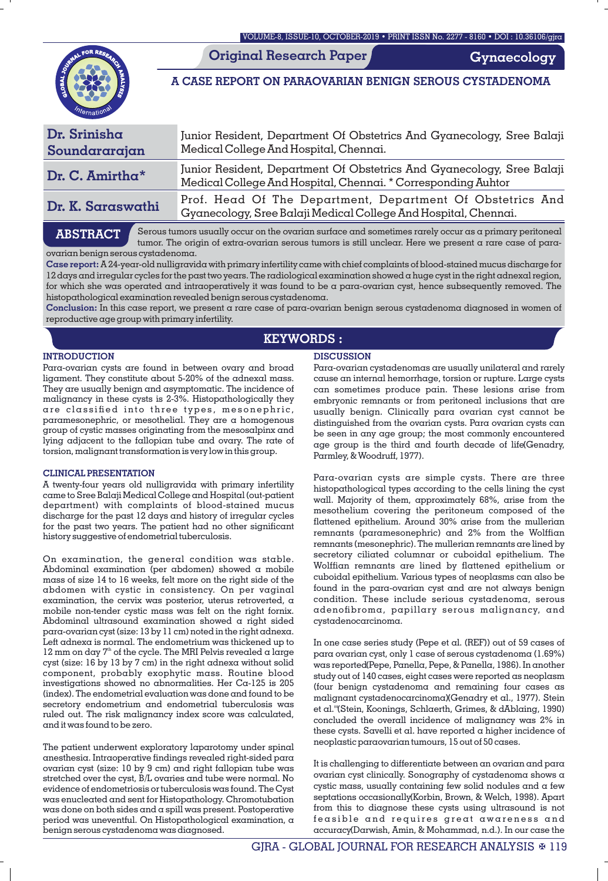Original Research Paper

Gynaecology

# A CASE REPORT ON PARAOVARIAN BENIGN SEROUS CYSTADENOMA

| | |
|---|---|
| **Dr. Srinisha Soundararajan** | Junior Resident, Department Of Obstetrics And Gyanecology, Sree Balaji Medical College And Hospital, Chennai. |
| **Dr. C. Amirtha*** | Junior Resident, Department Of Obstetrics And Gyanecology, Sree Balaji Medical College And Hospital, Chennai. * Corresponding Auhtor |
| **Dr. K. Saraswathi** | Prof. Head Of The Department, Department Of Obstetrics And Gyanecology, Sree Balaji Medical College And Hospital, Chennai. |

**ABSTRACT** Serous tumors usually occur on the ovarian surface and sometimes rarely occur as a primary peritoneal tumor. The origin of extra-ovarian serous tumors is still unclear. Here we present a rare case of para-ovarian benign serous cystadenoma.

**Case report:** A 24-year-old nulligravida with primary infertility came with chief complaints of blood-stained mucus discharge for 12 days and irregular cycles for the past two years. The radiological examination showed a huge cyst in the right adnexal region, for which she was operated and intraoperatively it was found to be a para-ovarian cyst, hence subsequently removed. The histopathological examination revealed benign serous cystadenoma.

**Conclusion:** In this case report, we present a rare case of para-ovarian benign serous cystadenoma diagnosed in women of reproductive age group with primary infertility.

## KEYWORDS :

## INTRODUCTION

Para-ovarian cysts are found in between ovary and broad ligament. They constitute about 5-20% of the adnexal mass. They are usually benign and asymptomatic. The incidence of malignancy in these cysts is 2-3%. Histopathologically they are classified into three types, mesonephric, paramesonephric, or mesothelial. They are a homogenous group of cystic masses originating from the mesosalpinx and lying adjacent to the fallopian tube and ovary. The rate of torsion, malignant transformation is very low in this group.

## CLINICAL PRESENTATION

A twenty-four years old nulligravida with primary infertility came to Sree Balaji Medical College and Hospital (out-patient department) with complaints of blood-stained mucus discharge for the past 12 days and history of irregular cycles for the past two years. The patient had no other significant history suggestive of endometrial tuberculosis.

On examination, the general condition was stable. Abdominal examination (per abdomen) showed a mobile mass of size 14 to 16 weeks, felt more on the right side of the abdomen with cystic in consistency. On per vaginal examination, the cervix was posterior, uterus retroverted, a mobile non-tender cystic mass was felt on the right fornix. Abdominal ultrasound examination showed a right sided para-ovarian cyst (size: 13 by 11 cm) noted in the right adnexa. Left adnexa is normal. The endometrium was thickened up to 12 mm on day 7th of the cycle. The MRI Pelvis revealed a large cyst (size: 16 by 13 by 7 cm) in the right adnexa without solid component, probably exophytic mass. Routine blood investigations showed no abnormalities. Her Ca-125 is 205 (index). The endometrial evaluation was done and found to be secretory endometrium and endometrial tuberculosis was ruled out. The risk malignancy index score was calculated, and it was found to be zero.

The patient underwent exploratory laparotomy under spinal anesthesia. Intraoperative findings revealed right-sided para ovarian cyst (size: 10 by 9 cm) and right fallopian tube was stretched over the cyst, B/L ovaries and tube were normal. No evidence of endometriosis or tuberculosis was found. The Cyst was enucleated and sent for Histopathology. Chromotubation was done on both sides and a spill was present. Postoperative period was uneventful. On Histopathological examination, a benign serous cystadenoma was diagnosed.

## DISCUSSION

Para-ovarian cystadenomas are usually unilateral and rarely cause an internal hemorrhage, torsion or rupture. Large cysts can sometimes produce pain. These lesions arise from embryonic remnants or from peritoneal inclusions that are usually benign. Clinically para ovarian cyst cannot be distinguished from the ovarian cysts. Para ovarian cysts can be seen in any age group; the most commonly encountered age group is the third and fourth decade of life(Genadry, Parmley, & Woodruff, 1977).

Para-ovarian cysts are simple cysts. There are three histopathological types according to the cells lining the cyst wall. Majority of them, approximately 68%, arise from the mesothelium covering the peritoneum composed of the flattened epithelium. Around 30% arise from the mullerian remnants (paramesonephric) and 2% from the Wolffian remnants (mesonephric). The mullerian remnants are lined by secretory ciliated columnar or cuboidal epithelium. The Wolffian remnants are lined by flattened epithelium or cuboidal epithelium. Various types of neoplasms can also be found in the para-ovarian cyst and are not always benign condition. These include serious cystadenoma, serous adenofibroma, papillary serous malignancy, and cystadenocarcinoma.

In one case series study (Pepe et al. (REF)) out of 59 cases of para ovarian cyst, only 1 case of serous cystadenoma (1.69%) was reported(Pepe, Panella, Pepe, & Panella, 1986). In another study out of 140 cases, eight cases were reported as neoplasm (four benign cystadenoma and remaining four cases as malignant cystadenocarcinoma)(Genadry et al., 1977). Stein et al."(Stein, Koonings, Schlaerth, Grimes, & dAblaing, 1990) concluded the overall incidence of malignancy was 2% in these cysts. Savelli et al. have reported a higher incidence of neoplastic paraovarian tumours, 15 out of 50 cases.

It is challenging to differentiate between an ovarian and para ovarian cyst clinically. Sonography of cystadenoma shows a cystic mass, usually containing few solid nodules and a few septations occasionally(Korbin, Brown, & Welch, 1998). Apart from this to diagnose these cysts using ultrasound is not feasible and requires great awareness and accuracy(Darwish, Amin, & Mohammad, n.d.). In our case the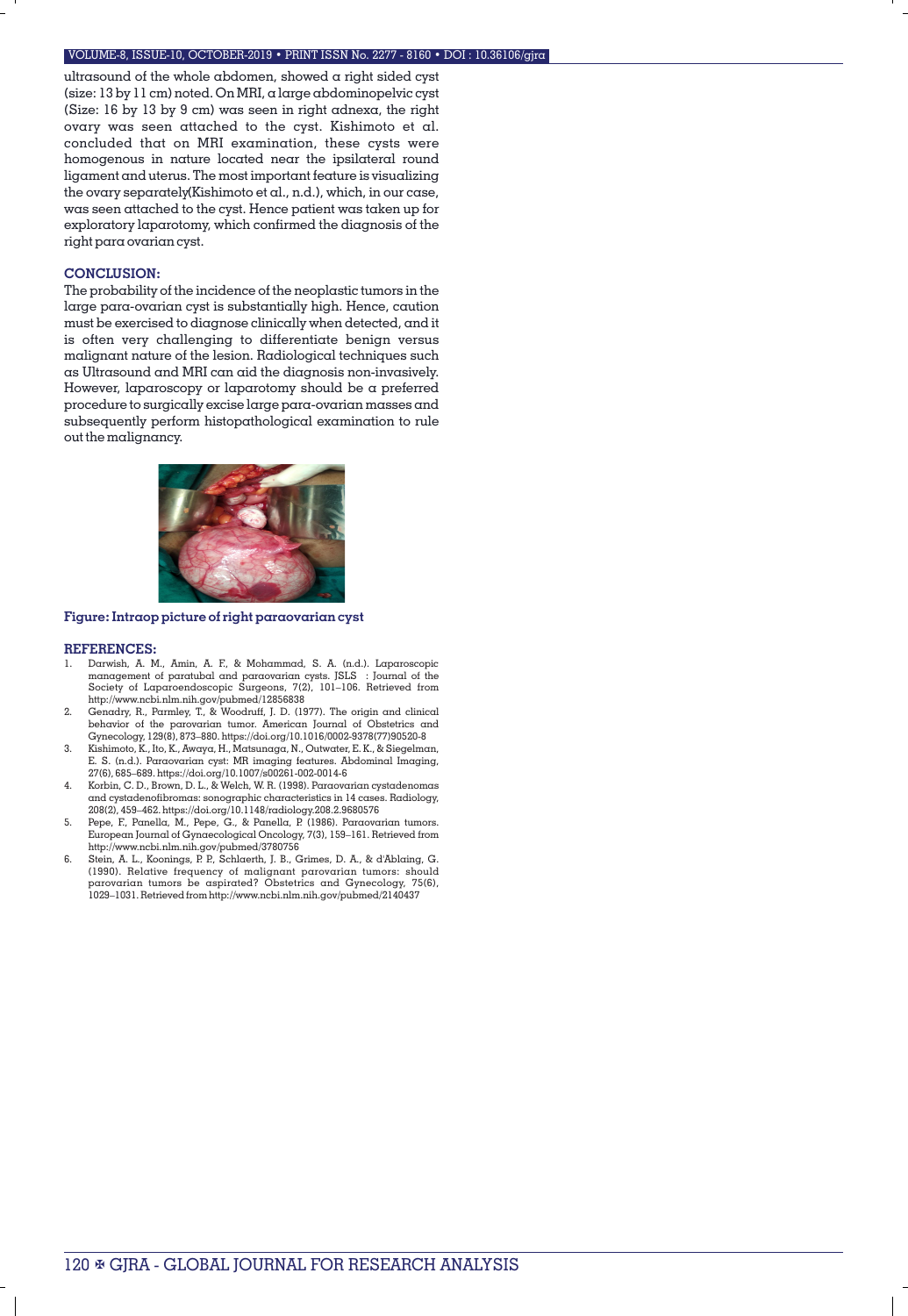ultrasound of the whole abdomen, showed a right sided cyst (size: 13 by 11 cm) noted. On MRI, a large abdominopelvic cyst (Size: 16 by 13 by 9 cm) was seen in right adnexa, the right ovary was seen attached to the cyst. Kishimoto et al. concluded that on MRI examination, these cysts were homogenous in nature located near the ipsilateral round ligament and uterus. The most important feature is visualizing the ovary separately(Kishimoto et al., n.d.), which, in our case, was seen attached to the cyst. Hence patient was taken up for exploratory laparotomy, which confirmed the diagnosis of the right para ovarian cyst.

## CONCLUSION:

The probability of the incidence of the neoplastic tumors in the large para-ovarian cyst is substantially high. Hence, caution must be exercised to diagnose clinically when detected, and it is often very challenging to differentiate benign versus malignant nature of the lesion. Radiological techniques such as Ultrasound and MRI can aid the diagnosis non-invasively. However, laparoscopy or laparotomy should be a preferred procedure to surgically excise large para-ovarian masses and subsequently perform histopathological examination to rule out the malignancy.

**Figure: Intraop picture of right paraovarian cyst**

## REFERENCES:

1. Darwish, A. M., Amin, A. F., & Mohammad, S. A. (n.d.). Laparoscopic management of paratubal and paraovarian cysts. JSLS : Journal of the Society of Laparoendoscopic Surgeons, 7(2), 101–106. Retrieved from http://www.ncbi.nlm.nih.gov/pubmed/12856838
2. Genadry, R., Parmley, T., & Woodruff, J. D. (1977). The origin and clinical behavior of the parovarian tumor. American Journal of Obstetrics and Gynecology, 129(8), 873–880. https://doi.org/10.1016/0002-9378(77)90520-8
3. Kishimoto, K., Ito, K., Awaya, H., Matsunaga, N., Outwater, E. K., & Siegelman, E. S. (n.d.). Paraovarian cyst: MR imaging features. Abdominal Imaging, 27(6), 685–689. https://doi.org/10.1007/s00261-002-0014-6
4. Korbin, C. D., Brown, D. L., & Welch, W. R. (1998). Paraovarian cystadenomas and cystadenofibromas: sonographic characteristics in 14 cases. Radiology, 208(2), 459–462. https://doi.org/10.1148/radiology.208.2.9680576
5. Pepe, F., Panella, M., Pepe, G., & Panella, P. (1986). Paraovarian tumors. European Journal of Gynaecological Oncology, 7(3), 159–161. Retrieved from http://www.ncbi.nlm.nih.gov/pubmed/3780756
6. Stein, A. L., Koonings, P. P., Schlaerth, J. B., Grimes, D. A., & d'Ablaing, G. (1990). Relative frequency of malignant parovarian tumors: should parovarian tumors be aspirated? Obstetrics and Gynecology, 75(6), 1029–1031. Retrieved from http://www.ncbi.nlm.nih.gov/pubmed/2140437